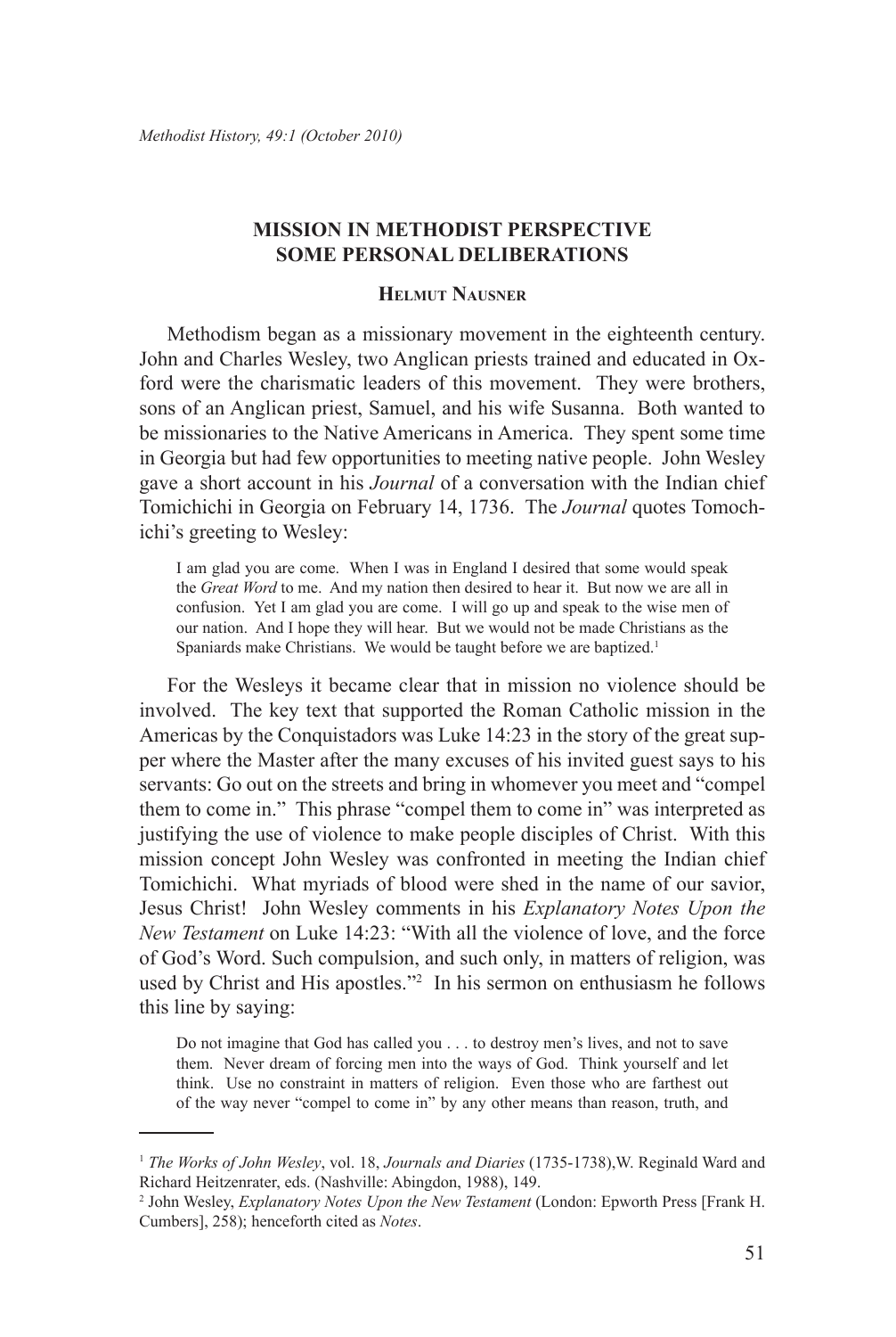## MISSION IN METHODIST PERSPECTIVE SOME PERSONAL DELIBERATIONS

### Helmut Nausner

Methodism began as a missionary movement in the eighteenth century. John and Charles Wesley, two Anglican priests trained and educated in Oxford were the charismatic leaders of this movement. They were brothers, sons of an Anglican priest, Samuel, and his wife Susanna. Both wanted to be missionaries to the Native Americans in America. They spent some time in Georgia but had few opportunities to meeting native people. John Wesley gave a short account in his *Journal* of a conversation with the Indian chief Tomichichi in Georgia on February 14, 1736. The *Journal* quotes Tomochichi's greeting to Wesley:

> I am glad you are come. When I was in England I desired that some would speak the *Great Word* to me. And my nation then desired to hear it. But now we are all in confusion. Yet I am glad you are come. I will go up and speak to the wise men of our nation. And I hope they will hear. But we would not be made Christians as the Spaniards make Christians. We would be taught before we are baptized.[1]

For the Wesleys it became clear that in mission no violence should be involved. The key text that supported the Roman Catholic mission in the Americas by the Conquistadors was Luke 14:23 in the story of the great supper where the Master after the many excuses of his invited guest says to his servants: Go out on the streets and bring in whomever you meet and "compel them to come in." This phrase "compel them to come in" was interpreted as justifying the use of violence to make people disciples of Christ. With this mission concept John Wesley was confronted in meeting the Indian chief Tomichichi. What myriads of blood were shed in the name of our savior, Jesus Christ! John Wesley comments in his *Explanatory Notes Upon the New Testament* on Luke 14:23: "With all the violence of love, and the force of God's Word. Such compulsion, and such only, in matters of religion, was used by Christ and His apostles."[2] In his sermon on enthusiasm he follows this line by saying:

> Do not imagine that God has called you . . . to destroy men's lives, and not to save them. Never dream of forcing men into the ways of God. Think yourself and let think. Use no constraint in matters of religion. Even those who are farthest out of the way never "compel to come in" by any other means than reason, truth, and

---

[1] *The Works of John Wesley*, vol. 18, *Journals and Diaries* (1735-1738),W. Reginald Ward and Richard Heitzenrater, eds. (Nashville: Abingdon, 1988), 149.

[2] John Wesley, *Explanatory Notes Upon the New Testament* (London: Epworth Press [Frank H. Cumbers], 258); henceforth cited as *Notes*.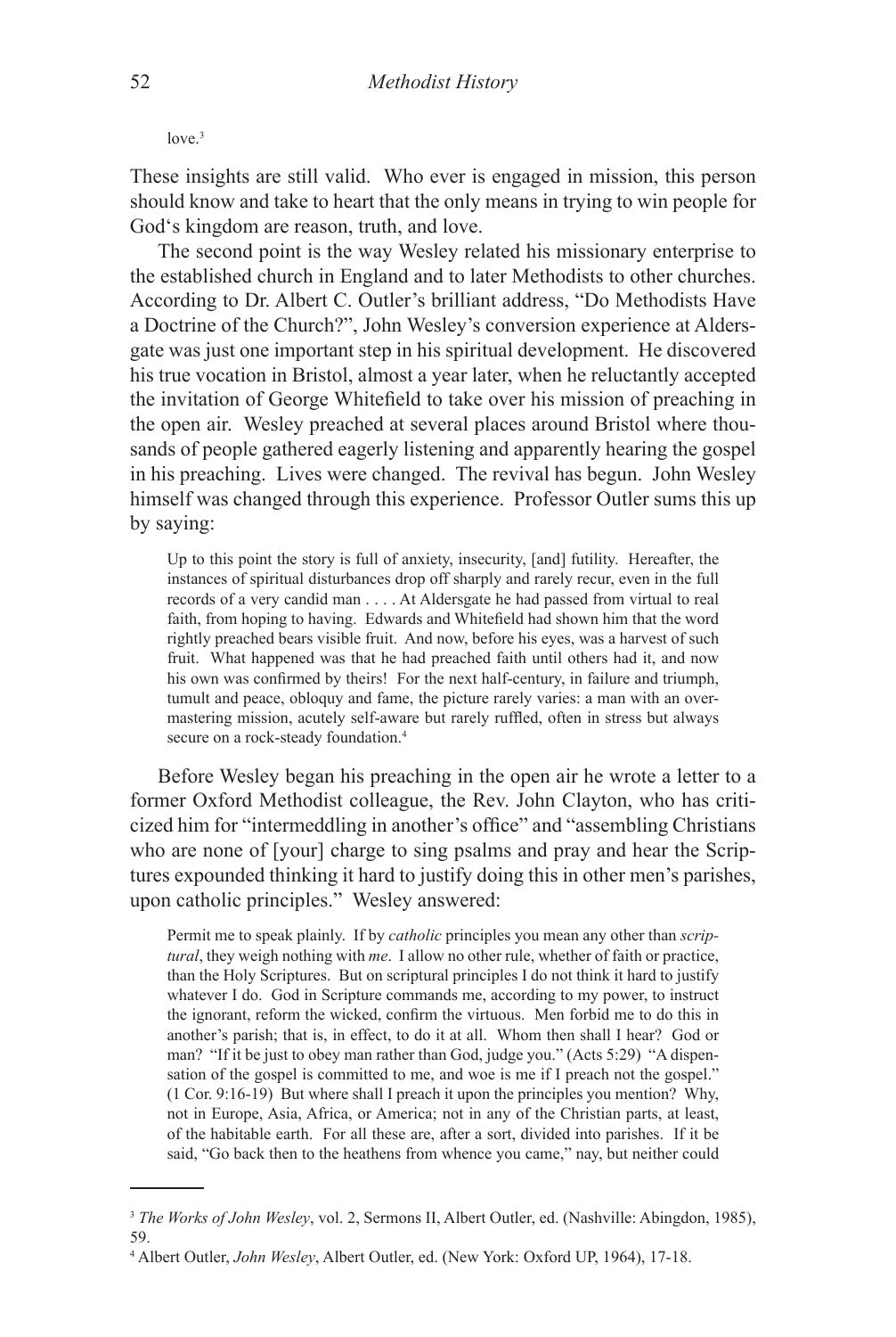love.[3]

These insights are still valid. Who ever is engaged in mission, this person should know and take to heart that the only means in trying to win people for God's kingdom are reason, truth, and love.

The second point is the way Wesley related his missionary enterprise to the established church in England and to later Methodists to other churches. According to Dr. Albert C. Outler's brilliant address, "Do Methodists Have a Doctrine of the Church?", John Wesley's conversion experience at Aldersgate was just one important step in his spiritual development. He discovered his true vocation in Bristol, almost a year later, when he reluctantly accepted the invitation of George Whitefield to take over his mission of preaching in the open air. Wesley preached at several places around Bristol where thousands of people gathered eagerly listening and apparently hearing the gospel in his preaching. Lives were changed. The revival has begun. John Wesley himself was changed through this experience. Professor Outler sums this up by saying:

> Up to this point the story is full of anxiety, insecurity, [and] futility. Hereafter, the instances of spiritual disturbances drop off sharply and rarely recur, even in the full records of a very candid man . . . . At Aldersgate he had passed from virtual to real faith, from hoping to having. Edwards and Whitefield had shown him that the word rightly preached bears visible fruit. And now, before his eyes, was a harvest of such fruit. What happened was that he had preached faith until others had it, and now his own was confirmed by theirs! For the next half-century, in failure and triumph, tumult and peace, obloquy and fame, the picture rarely varies: a man with an overmastering mission, acutely self-aware but rarely ruffled, often in stress but always secure on a rock-steady foundation.[4]

Before Wesley began his preaching in the open air he wrote a letter to a former Oxford Methodist colleague, the Rev. John Clayton, who has criticized him for "intermeddling in another's office" and "assembling Christians who are none of [your] charge to sing psalms and pray and hear the Scriptures expounded thinking it hard to justify doing this in other men's parishes, upon catholic principles." Wesley answered:

> Permit me to speak plainly. If by *catholic* principles you mean any other than *scriptural*, they weigh nothing with *me*. I allow no other rule, whether of faith or practice, than the Holy Scriptures. But on scriptural principles I do not think it hard to justify whatever I do. God in Scripture commands me, according to my power, to instruct the ignorant, reform the wicked, confirm the virtuous. Men forbid me to do this in another's parish; that is, in effect, to do it at all. Whom then shall I hear? God or man? "If it be just to obey man rather than God, judge you." (Acts 5:29) "A dispensation of the gospel is committed to me, and woe is me if I preach not the gospel." (1 Cor. 9:16-19) But where shall I preach it upon the principles you mention? Why, not in Europe, Asia, Africa, or America; not in any of the Christian parts, at least, of the habitable earth. For all these are, after a sort, divided into parishes. If it be said, "Go back then to the heathens from whence you came," nay, but neither could

---

[3] *The Works of John Wesley*, vol. 2, Sermons II, Albert Outler, ed. (Nashville: Abingdon, 1985), 59.

[4] Albert Outler, *John Wesley*, Albert Outler, ed. (New York: Oxford UP, 1964), 17-18.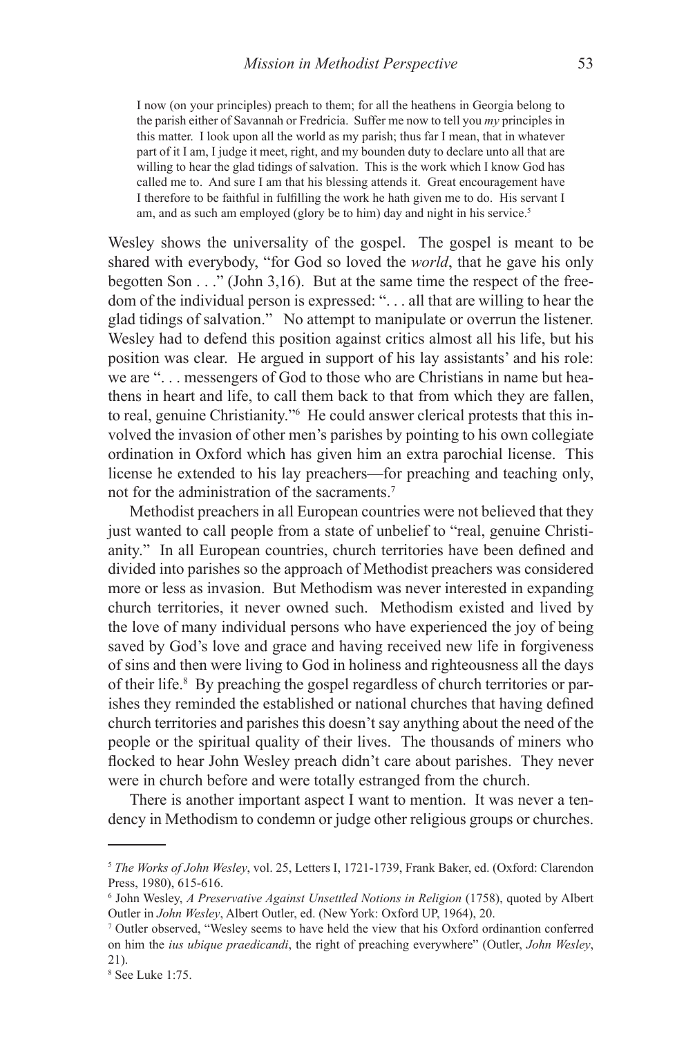> I now (on your principles) preach to them; for all the heathens in Georgia belong to the parish either of Savannah or Fredricia. Suffer me now to tell you *my* principles in this matter. I look upon all the world as my parish; thus far I mean, that in whatever part of it I am, I judge it meet, right, and my bounden duty to declare unto all that are willing to hear the glad tidings of salvation. This is the work which I know God has called me to. And sure I am that his blessing attends it. Great encouragement have I therefore to be faithful in fulfilling the work he hath given me to do. His servant I am, and as such am employed (glory be to him) day and night in his service.[5]

Wesley shows the universality of the gospel. The gospel is meant to be shared with everybody, "for God so loved the *world*, that he gave his only begotten Son . . ." (John 3,16). But at the same time the respect of the freedom of the individual person is expressed: ". . . all that are willing to hear the glad tidings of salvation." No attempt to manipulate or overrun the listener. Wesley had to defend this position against critics almost all his life, but his position was clear. He argued in support of his lay assistants' and his role: we are ". . . messengers of God to those who are Christians in name but heathens in heart and life, to call them back to that from which they are fallen, to real, genuine Christianity."[6] He could answer clerical protests that this involved the invasion of other men's parishes by pointing to his own collegiate ordination in Oxford which has given him an extra parochial license. This license he extended to his lay preachers—for preaching and teaching only, not for the administration of the sacraments.[7]

Methodist preachers in all European countries were not believed that they just wanted to call people from a state of unbelief to "real, genuine Christianity." In all European countries, church territories have been defined and divided into parishes so the approach of Methodist preachers was considered more or less as invasion. But Methodism was never interested in expanding church territories, it never owned such. Methodism existed and lived by the love of many individual persons who have experienced the joy of being saved by God's love and grace and having received new life in forgiveness of sins and then were living to God in holiness and righteousness all the days of their life.[8] By preaching the gospel regardless of church territories or parishes they reminded the established or national churches that having defined church territories and parishes this doesn't say anything about the need of the people or the spiritual quality of their lives. The thousands of miners who flocked to hear John Wesley preach didn't care about parishes. They never were in church before and were totally estranged from the church.

There is another important aspect I want to mention. It was never a tendency in Methodism to condemn or judge other religious groups or churches.

---

[5] *The Works of John Wesley*, vol. 25, Letters I, 1721-1739, Frank Baker, ed. (Oxford: Clarendon Press, 1980), 615-616.

[6] John Wesley, *A Preservative Against Unsettled Notions in Religion* (1758), quoted by Albert Outler in *John Wesley*, Albert Outler, ed. (New York: Oxford UP, 1964), 20.

[7] Outler observed, "Wesley seems to have held the view that his Oxford ordinantion conferred on him the *ius ubique praedicandi*, the right of preaching everywhere" (Outler, *John Wesley*, 21).

[8] See Luke 1:75.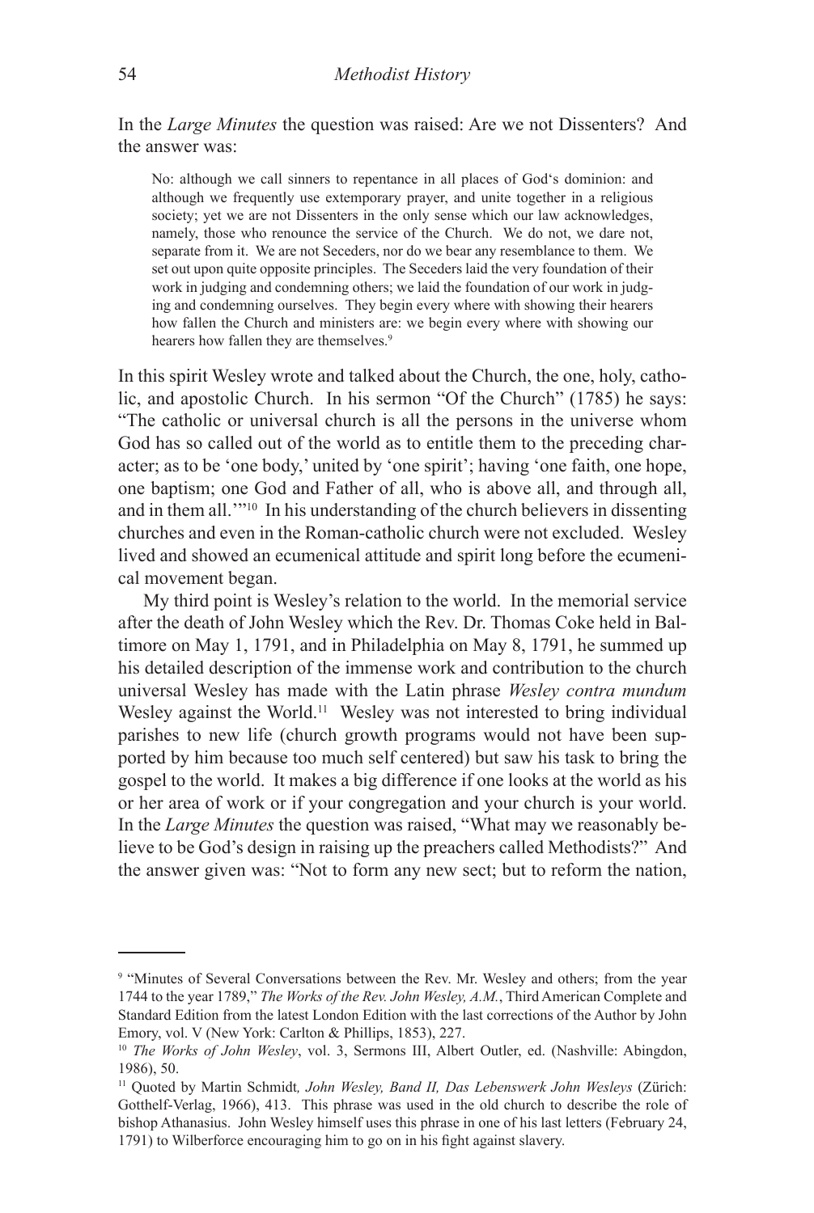In the *Large Minutes* the question was raised: Are we not Dissenters? And the answer was:

> No: although we call sinners to repentance in all places of God's dominion: and although we frequently use extemporary prayer, and unite together in a religious society; yet we are not Dissenters in the only sense which our law acknowledges, namely, those who renounce the service of the Church. We do not, we dare not, separate from it. We are not Seceders, nor do we bear any resemblance to them. We set out upon quite opposite principles. The Seceders laid the very foundation of their work in judging and condemning others; we laid the foundation of our work in judging and condemning ourselves. They begin every where with showing their hearers how fallen the Church and ministers are: we begin every where with showing our hearers how fallen they are themselves.[9]

In this spirit Wesley wrote and talked about the Church, the one, holy, catholic, and apostolic Church. In his sermon "Of the Church" (1785) he says: "The catholic or universal church is all the persons in the universe whom God has so called out of the world as to entitle them to the preceding character; as to be 'one body,' united by 'one spirit'; having 'one faith, one hope, one baptism; one God and Father of all, who is above all, and through all, and in them all.'"[10] In his understanding of the church believers in dissenting churches and even in the Roman-catholic church were not excluded. Wesley lived and showed an ecumenical attitude and spirit long before the ecumenical movement began.

My third point is Wesley's relation to the world. In the memorial service after the death of John Wesley which the Rev. Dr. Thomas Coke held in Baltimore on May 1, 1791, and in Philadelphia on May 8, 1791, he summed up his detailed description of the immense work and contribution to the church universal Wesley has made with the Latin phrase *Wesley contra mundum* Wesley against the World.[11] Wesley was not interested to bring individual parishes to new life (church growth programs would not have been supported by him because too much self centered) but saw his task to bring the gospel to the world. It makes a big difference if one looks at the world as his or her area of work or if your congregation and your church is your world. In the *Large Minutes* the question was raised, "What may we reasonably believe to be God's design in raising up the preachers called Methodists?" And the answer given was: "Not to form any new sect; but to reform the nation,

---

[9] "Minutes of Several Conversations between the Rev. Mr. Wesley and others; from the year 1744 to the year 1789," *The Works of the Rev. John Wesley, A.M.*, Third American Complete and Standard Edition from the latest London Edition with the last corrections of the Author by John Emory, vol. V (New York: Carlton & Phillips, 1853), 227.

[10] *The Works of John Wesley*, vol. 3, Sermons III, Albert Outler, ed. (Nashville: Abingdon, 1986), 50.

[11] Quoted by Martin Schmidt*, John Wesley, Band II, Das Lebenswerk John Wesleys* (Zürich: Gotthelf-Verlag, 1966), 413. This phrase was used in the old church to describe the role of bishop Athanasius. John Wesley himself uses this phrase in one of his last letters (February 24, 1791) to Wilberforce encouraging him to go on in his fight against slavery.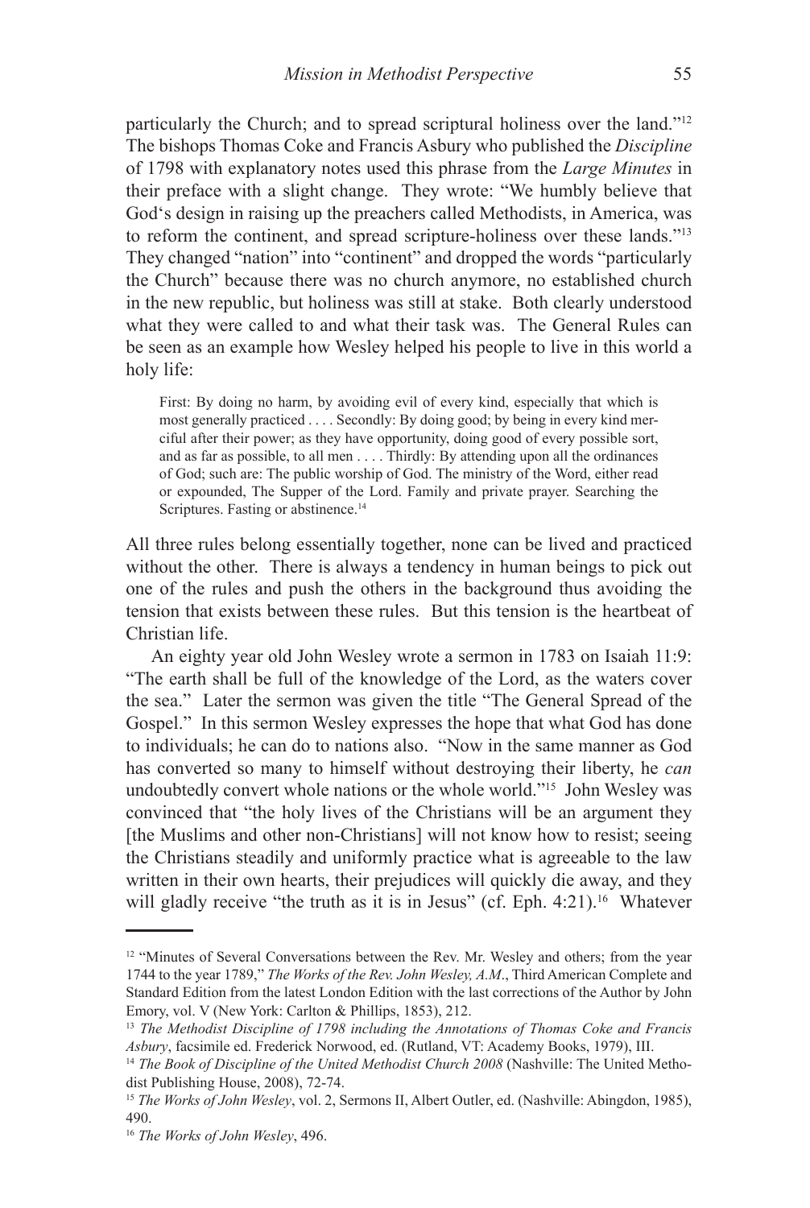particularly the Church; and to spread scriptural holiness over the land."[12] The bishops Thomas Coke and Francis Asbury who published the *Discipline* of 1798 with explanatory notes used this phrase from the *Large Minutes* in their preface with a slight change. They wrote: "We humbly believe that God's design in raising up the preachers called Methodists, in America, was to reform the continent, and spread scripture-holiness over these lands."[13] They changed "nation" into "continent" and dropped the words "particularly the Church" because there was no church anymore, no established church in the new republic, but holiness was still at stake. Both clearly understood what they were called to and what their task was. The General Rules can be seen as an example how Wesley helped his people to live in this world a holy life:

> First: By doing no harm, by avoiding evil of every kind, especially that which is most generally practiced . . . . Secondly: By doing good; by being in every kind merciful after their power; as they have opportunity, doing good of every possible sort, and as far as possible, to all men . . . . Thirdly: By attending upon all the ordinances of God; such are: The public worship of God. The ministry of the Word, either read or expounded, The Supper of the Lord. Family and private prayer. Searching the Scriptures. Fasting or abstinence.[14]

All three rules belong essentially together, none can be lived and practiced without the other. There is always a tendency in human beings to pick out one of the rules and push the others in the background thus avoiding the tension that exists between these rules. But this tension is the heartbeat of Christian life.

An eighty year old John Wesley wrote a sermon in 1783 on Isaiah 11:9: "The earth shall be full of the knowledge of the Lord, as the waters cover the sea." Later the sermon was given the title "The General Spread of the Gospel." In this sermon Wesley expresses the hope that what God has done to individuals; he can do to nations also. "Now in the same manner as God has converted so many to himself without destroying their liberty, he *can* undoubtedly convert whole nations or the whole world."[15] John Wesley was convinced that "the holy lives of the Christians will be an argument they [the Muslims and other non-Christians] will not know how to resist; seeing the Christians steadily and uniformly practice what is agreeable to the law written in their own hearts, their prejudices will quickly die away, and they will gladly receive "the truth as it is in Jesus" (cf. Eph. 4:21).[16] Whatever

---

[12] "Minutes of Several Conversations between the Rev. Mr. Wesley and others; from the year 1744 to the year 1789," *The Works of the Rev. John Wesley, A.M*., Third American Complete and Standard Edition from the latest London Edition with the last corrections of the Author by John Emory, vol. V (New York: Carlton & Phillips, 1853), 212.

[13] *The Methodist Discipline of 1798 including the Annotations of Thomas Coke and Francis Asbury*, facsimile ed. Frederick Norwood, ed. (Rutland, VT: Academy Books, 1979), III.

[14] *The Book of Discipline of the United Methodist Church 2008* (Nashville: The United Methodist Publishing House, 2008), 72-74.

[15] *The Works of John Wesley*, vol. 2, Sermons II, Albert Outler, ed. (Nashville: Abingdon, 1985), 490.

[16] *The Works of John Wesley*, 496.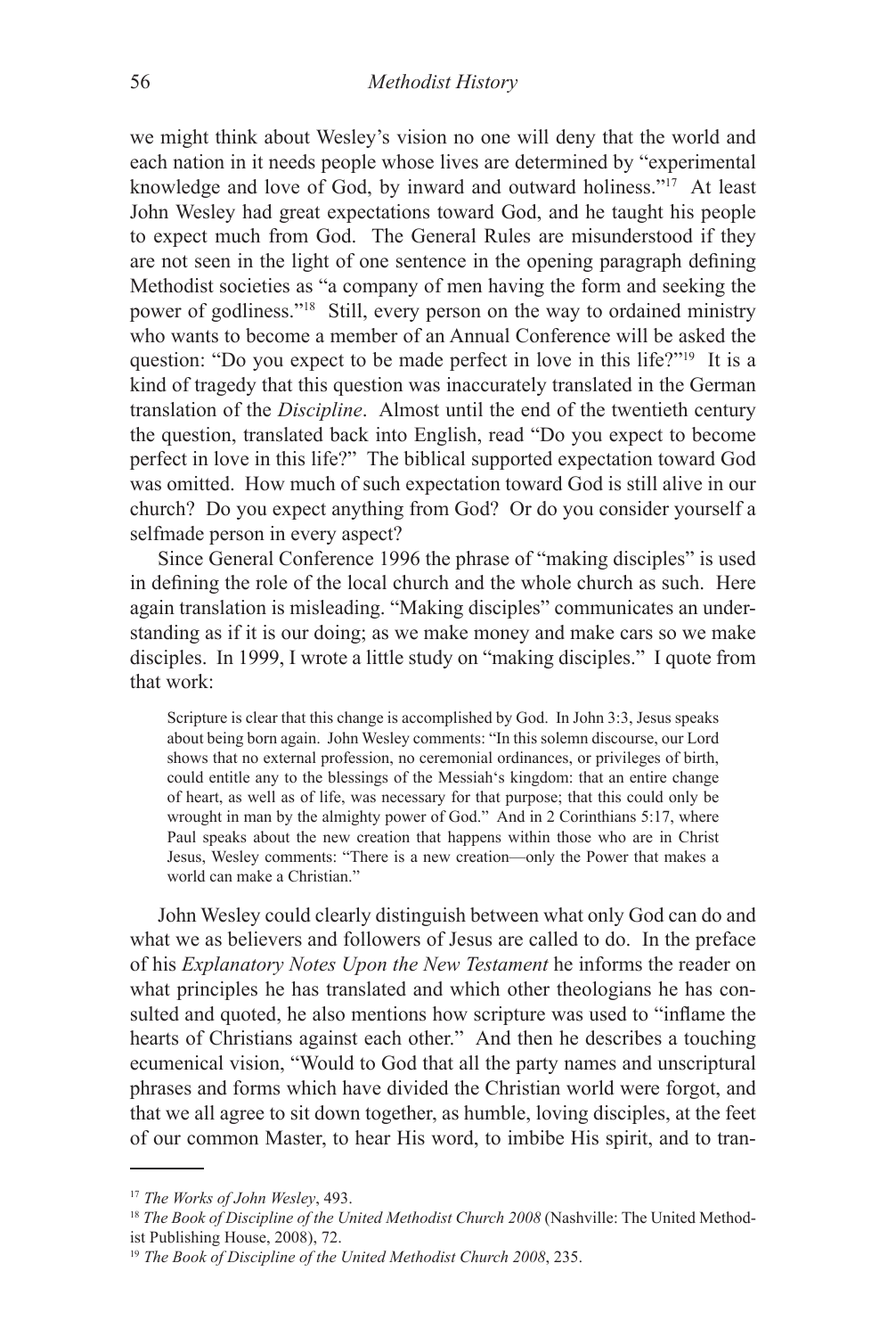we might think about Wesley's vision no one will deny that the world and each nation in it needs people whose lives are determined by "experimental knowledge and love of God, by inward and outward holiness."[17] At least John Wesley had great expectations toward God, and he taught his people to expect much from God. The General Rules are misunderstood if they are not seen in the light of one sentence in the opening paragraph defining Methodist societies as "a company of men having the form and seeking the power of godliness."[18] Still, every person on the way to ordained ministry who wants to become a member of an Annual Conference will be asked the question: "Do you expect to be made perfect in love in this life?"[19] It is a kind of tragedy that this question was inaccurately translated in the German translation of the *Discipline*. Almost until the end of the twentieth century the question, translated back into English, read "Do you expect to become perfect in love in this life?" The biblical supported expectation toward God was omitted. How much of such expectation toward God is still alive in our church? Do you expect anything from God? Or do you consider yourself a selfmade person in every aspect?

Since General Conference 1996 the phrase of "making disciples" is used in defining the role of the local church and the whole church as such. Here again translation is misleading. "Making disciples" communicates an understanding as if it is our doing; as we make money and make cars so we make disciples. In 1999, I wrote a little study on "making disciples." I quote from that work:

> Scripture is clear that this change is accomplished by God. In John 3:3, Jesus speaks about being born again. John Wesley comments: "In this solemn discourse, our Lord shows that no external profession, no ceremonial ordinances, or privileges of birth, could entitle any to the blessings of the Messiah's kingdom: that an entire change of heart, as well as of life, was necessary for that purpose; that this could only be wrought in man by the almighty power of God." And in 2 Corinthians 5:17, where Paul speaks about the new creation that happens within those who are in Christ Jesus, Wesley comments: "There is a new creation—only the Power that makes a world can make a Christian."

John Wesley could clearly distinguish between what only God can do and what we as believers and followers of Jesus are called to do. In the preface of his *Explanatory Notes Upon the New Testament* he informs the reader on what principles he has translated and which other theologians he has consulted and quoted, he also mentions how scripture was used to "inflame the hearts of Christians against each other." And then he describes a touching ecumenical vision, "Would to God that all the party names and unscriptural phrases and forms which have divided the Christian world were forgot, and that we all agree to sit down together, as humble, loving disciples, at the feet of our common Master, to hear His word, to imbibe His spirit, and to tran-

---

[17] *The Works of John Wesley*, 493.

[18] *The Book of Discipline of the United Methodist Church 2008* (Nashville: The United Methodist Publishing House, 2008), 72.

[19] *The Book of Discipline of the United Methodist Church 2008*, 235.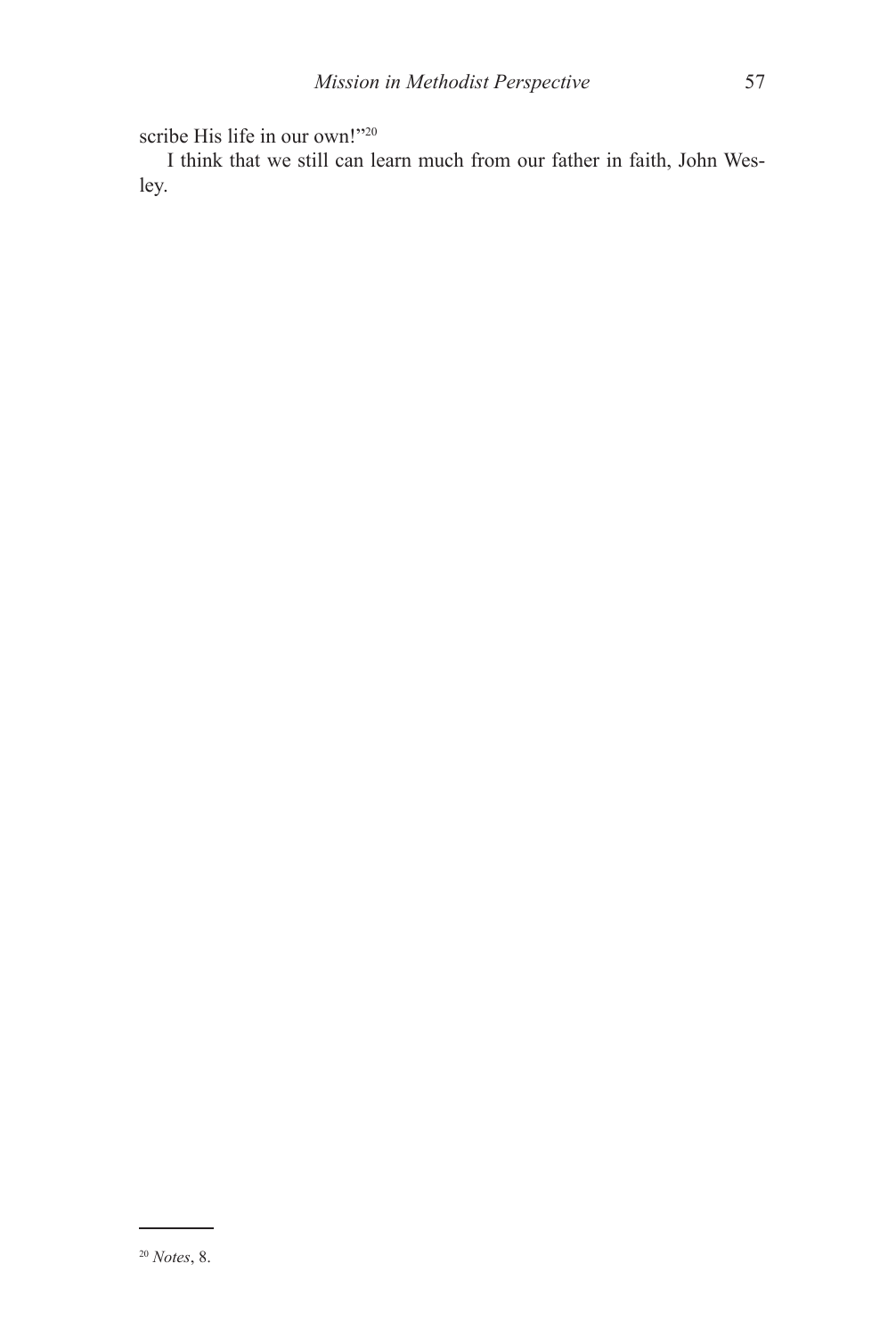scribe His life in our own!"[20]

I think that we still can learn much from our father in faith, John Wesley.

[20] *Notes*, 8.